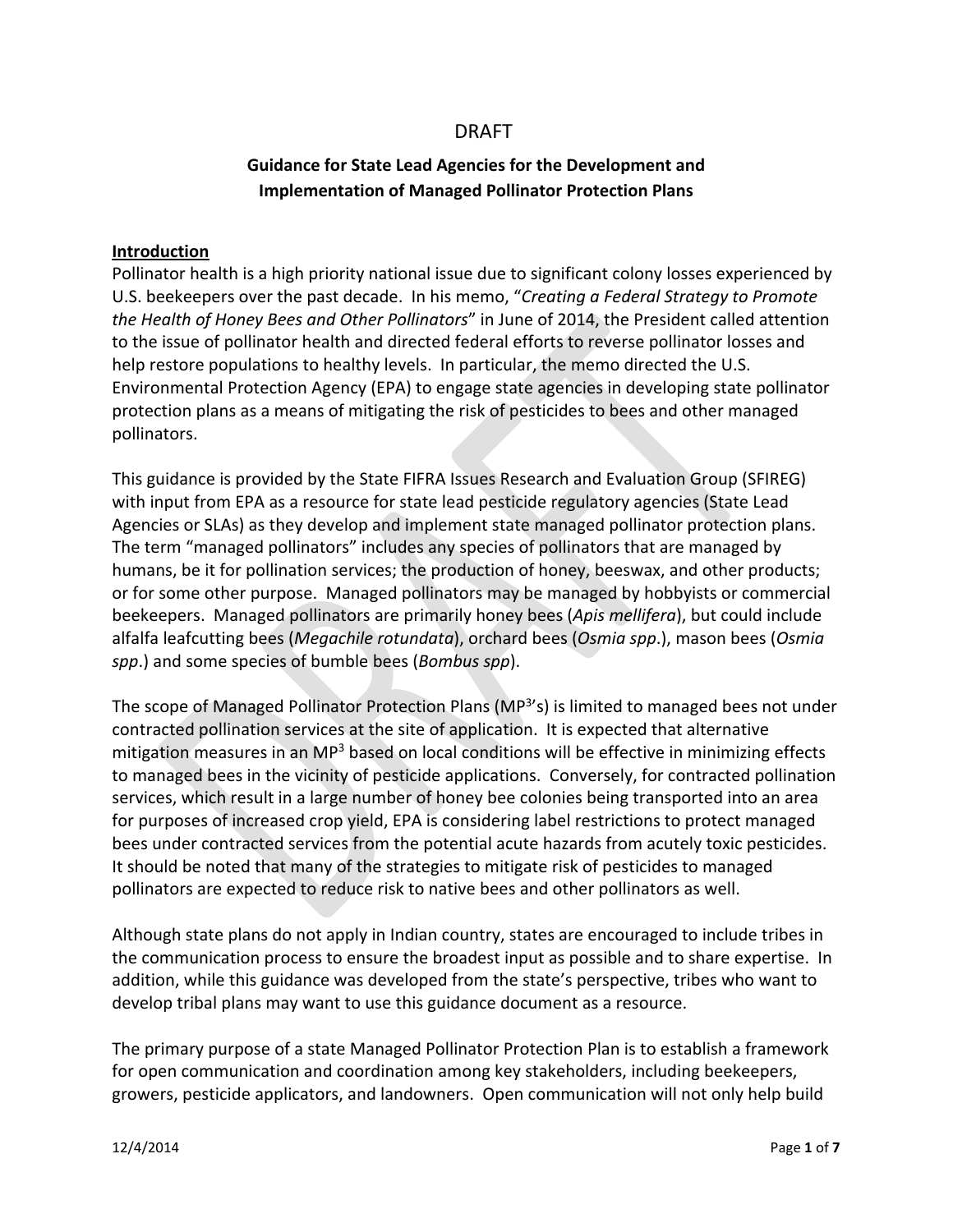DRAFT

# Guidance for State Lead Agencies for the Development and Implementation of Managed Pollinator Protection Plans

## Introduction

Pollinator health is a high priority national issue due to significant colony losses experienced by U.S. beekeepers over the past decade. In his memo, "*Creating a Federal Strategy to Promote the Health of Honey Bees and Other Pollinators*" in June of 2014, the President called attention to the issue of pollinator health and directed federal efforts to reverse pollinator losses and help restore populations to healthy levels. In particular, the memo directed the U.S. Environmental Protection Agency (EPA) to engage state agencies in developing state pollinator protection plans as a means of mitigating the risk of pesticides to bees and other managed pollinators.

This guidance is provided by the State FIFRA Issues Research and Evaluation Group (SFIREG) with input from EPA as a resource for state lead pesticide regulatory agencies (State Lead Agencies or SLAs) as they develop and implement state managed pollinator protection plans. The term "managed pollinators" includes any species of pollinators that are managed by humans, be it for pollination services; the production of honey, beeswax, and other products; or for some other purpose. Managed pollinators may be managed by hobbyists or commercial beekeepers. Managed pollinators are primarily honey bees (*Apis mellifera*), but could include alfalfa leafcutting bees (*Megachile rotundata*), orchard bees (*Osmia spp*.), mason bees (*Osmia spp*.) and some species of bumble bees (*Bombus spp*).

The scope of Managed Pollinator Protection Plans ($MP^3$'s) is limited to managed bees not under contracted pollination services at the site of application. It is expected that alternative mitigation measures in an $MP^3$ based on local conditions will be effective in minimizing effects to managed bees in the vicinity of pesticide applications. Conversely, for contracted pollination services, which result in a large number of honey bee colonies being transported into an area for purposes of increased crop yield, EPA is considering label restrictions to protect managed bees under contracted services from the potential acute hazards from acutely toxic pesticides. It should be noted that many of the strategies to mitigate risk of pesticides to managed pollinators are expected to reduce risk to native bees and other pollinators as well.

Although state plans do not apply in Indian country, states are encouraged to include tribes in the communication process to ensure the broadest input as possible and to share expertise. In addition, while this guidance was developed from the state's perspective, tribes who want to develop tribal plans may want to use this guidance document as a resource.

The primary purpose of a state Managed Pollinator Protection Plan is to establish a framework for open communication and coordination among key stakeholders, including beekeepers, growers, pesticide applicators, and landowners. Open communication will not only help build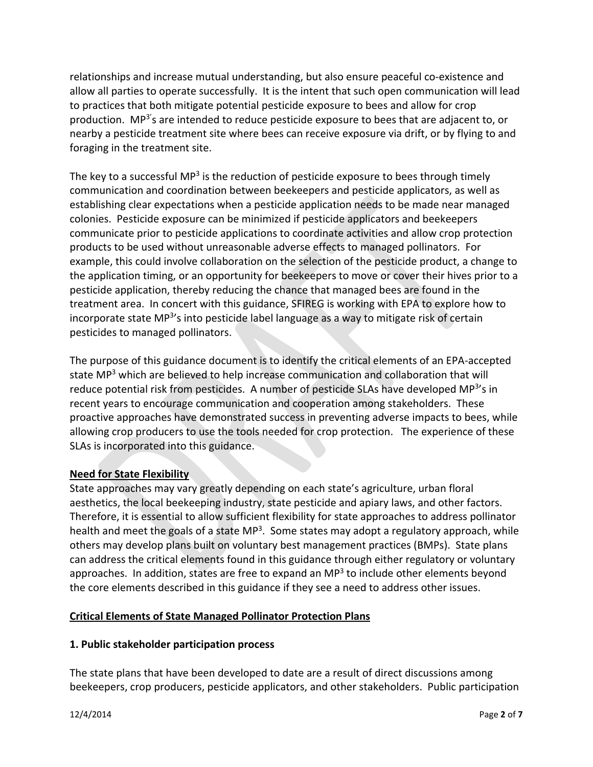relationships and increase mutual understanding, but also ensure peaceful co-existence and allow all parties to operate successfully. It is the intent that such open communication will lead to practices that both mitigate potential pesticide exposure to bees and allow for crop production. MP$^3$'s are intended to reduce pesticide exposure to bees that are adjacent to, or nearby a pesticide treatment site where bees can receive exposure via drift, or by flying to and foraging in the treatment site.

The key to a successful MP$^3$ is the reduction of pesticide exposure to bees through timely communication and coordination between beekeepers and pesticide applicators, as well as establishing clear expectations when a pesticide application needs to be made near managed colonies. Pesticide exposure can be minimized if pesticide applicators and beekeepers communicate prior to pesticide applications to coordinate activities and allow crop protection products to be used without unreasonable adverse effects to managed pollinators. For example, this could involve collaboration on the selection of the pesticide product, a change to the application timing, or an opportunity for beekeepers to move or cover their hives prior to a pesticide application, thereby reducing the chance that managed bees are found in the treatment area. In concert with this guidance, SFIREG is working with EPA to explore how to incorporate state MP$^3$'s into pesticide label language as a way to mitigate risk of certain pesticides to managed pollinators.

The purpose of this guidance document is to identify the critical elements of an EPA-accepted state MP$^3$ which are believed to help increase communication and collaboration that will reduce potential risk from pesticides. A number of pesticide SLAs have developed MP$^3$'s in recent years to encourage communication and cooperation among stakeholders. These proactive approaches have demonstrated success in preventing adverse impacts to bees, while allowing crop producers to use the tools needed for crop protection. The experience of these SLAs is incorporated into this guidance.

**Need for State Flexibility**

State approaches may vary greatly depending on each state's agriculture, urban floral aesthetics, the local beekeeping industry, state pesticide and apiary laws, and other factors. Therefore, it is essential to allow sufficient flexibility for state approaches to address pollinator health and meet the goals of a state MP$^3$. Some states may adopt a regulatory approach, while others may develop plans built on voluntary best management practices (BMPs). State plans can address the critical elements found in this guidance through either regulatory or voluntary approaches. In addition, states are free to expand an MP$^3$ to include other elements beyond the core elements described in this guidance if they see a need to address other issues.

## Critical Elements of State Managed Pollinator Protection Plans

### 1. Public stakeholder participation process

The state plans that have been developed to date are a result of direct discussions among beekeepers, crop producers, pesticide applicators, and other stakeholders. Public participation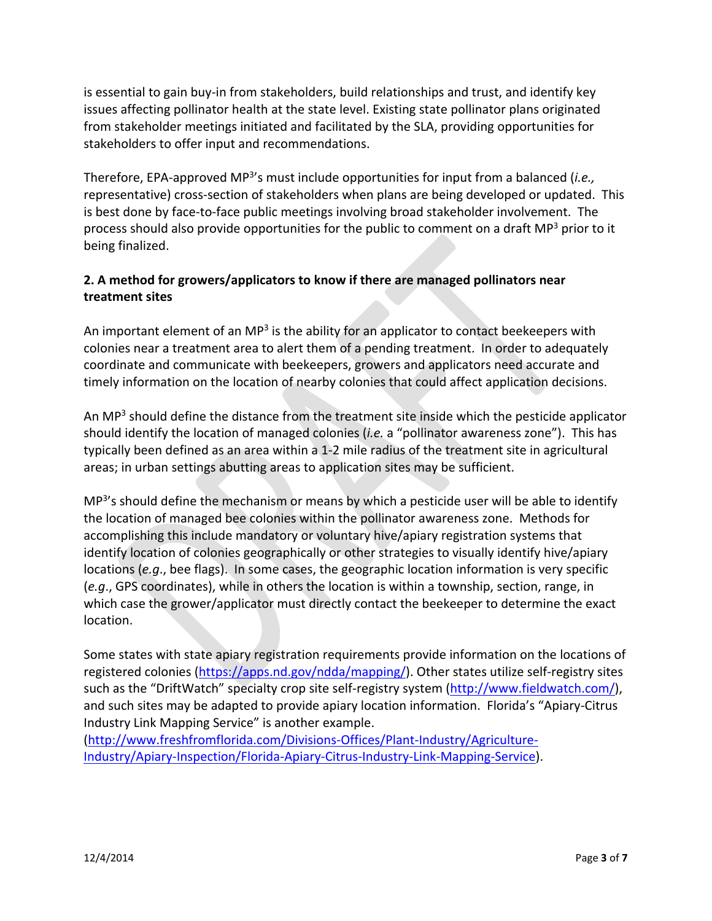is essential to gain buy-in from stakeholders, build relationships and trust, and identify key issues affecting pollinator health at the state level. Existing state pollinator plans originated from stakeholder meetings initiated and facilitated by the SLA, providing opportunities for stakeholders to offer input and recommendations.

Therefore, EPA-approved MP$^3$'s must include opportunities for input from a balanced (*i.e.,* representative) cross-section of stakeholders when plans are being developed or updated. This is best done by face-to-face public meetings involving broad stakeholder involvement. The process should also provide opportunities for the public to comment on a draft MP$^3$ prior to it being finalized.

**2. A method for growers/applicators to know if there are managed pollinators near treatment sites**

An important element of an MP$^3$ is the ability for an applicator to contact beekeepers with colonies near a treatment area to alert them of a pending treatment. In order to adequately coordinate and communicate with beekeepers, growers and applicators need accurate and timely information on the location of nearby colonies that could affect application decisions.

An MP$^3$ should define the distance from the treatment site inside which the pesticide applicator should identify the location of managed colonies (*i.e.* a "pollinator awareness zone"). This has typically been defined as an area within a 1-2 mile radius of the treatment site in agricultural areas; in urban settings abutting areas to application sites may be sufficient.

MP$^3$'s should define the mechanism or means by which a pesticide user will be able to identify the location of managed bee colonies within the pollinator awareness zone. Methods for accomplishing this include mandatory or voluntary hive/apiary registration systems that identify location of colonies geographically or other strategies to visually identify hive/apiary locations (*e.g*., bee flags). In some cases, the geographic location information is very specific (*e.g*., GPS coordinates), while in others the location is within a township, section, range, in which case the grower/applicator must directly contact the beekeeper to determine the exact location.

Some states with state apiary registration requirements provide information on the locations of registered colonies (https://apps.nd.gov/ndda/mapping/). Other states utilize self-registry sites such as the "DriftWatch" specialty crop site self-registry system (http://www.fieldwatch.com/), and such sites may be adapted to provide apiary location information. Florida's "Apiary-Citrus Industry Link Mapping Service" is another example. (http://www.freshfromflorida.com/Divisions-Offices/Plant-Industry/Agriculture-Industry/Apiary-Inspection/Florida-Apiary-Citrus-Industry-Link-Mapping-Service).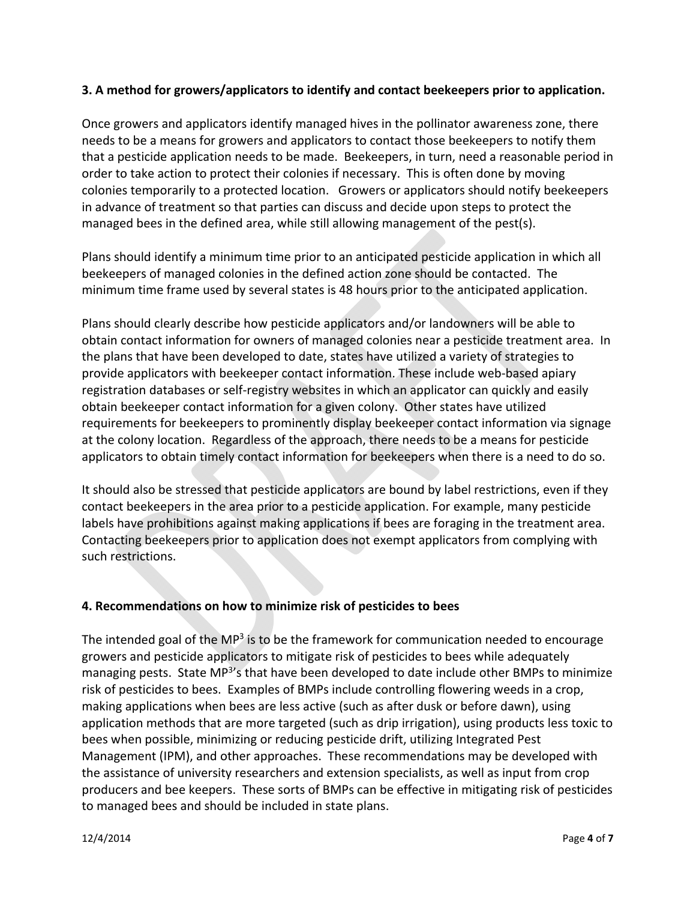### 3. A method for growers/applicators to identify and contact beekeepers prior to application.

Once growers and applicators identify managed hives in the pollinator awareness zone, there needs to be a means for growers and applicators to contact those beekeepers to notify them that a pesticide application needs to be made. Beekeepers, in turn, need a reasonable period in order to take action to protect their colonies if necessary. This is often done by moving colonies temporarily to a protected location. Growers or applicators should notify beekeepers in advance of treatment so that parties can discuss and decide upon steps to protect the managed bees in the defined area, while still allowing management of the pest(s).

Plans should identify a minimum time prior to an anticipated pesticide application in which all beekeepers of managed colonies in the defined action zone should be contacted. The minimum time frame used by several states is 48 hours prior to the anticipated application.

Plans should clearly describe how pesticide applicators and/or landowners will be able to obtain contact information for owners of managed colonies near a pesticide treatment area. In the plans that have been developed to date, states have utilized a variety of strategies to provide applicators with beekeeper contact information. These include web-based apiary registration databases or self-registry websites in which an applicator can quickly and easily obtain beekeeper contact information for a given colony. Other states have utilized requirements for beekeepers to prominently display beekeeper contact information via signage at the colony location. Regardless of the approach, there needs to be a means for pesticide applicators to obtain timely contact information for beekeepers when there is a need to do so.

It should also be stressed that pesticide applicators are bound by label restrictions, even if they contact beekeepers in the area prior to a pesticide application. For example, many pesticide labels have prohibitions against making applications if bees are foraging in the treatment area. Contacting beekeepers prior to application does not exempt applicators from complying with such restrictions.

### 4. Recommendations on how to minimize risk of pesticides to bees

The intended goal of the $MP^3$ is to be the framework for communication needed to encourage growers and pesticide applicators to mitigate risk of pesticides to bees while adequately managing pests. State $MP^3$'s that have been developed to date include other BMPs to minimize risk of pesticides to bees. Examples of BMPs include controlling flowering weeds in a crop, making applications when bees are less active (such as after dusk or before dawn), using application methods that are more targeted (such as drip irrigation), using products less toxic to bees when possible, minimizing or reducing pesticide drift, utilizing Integrated Pest Management (IPM), and other approaches. These recommendations may be developed with the assistance of university researchers and extension specialists, as well as input from crop producers and bee keepers. These sorts of BMPs can be effective in mitigating risk of pesticides to managed bees and should be included in state plans.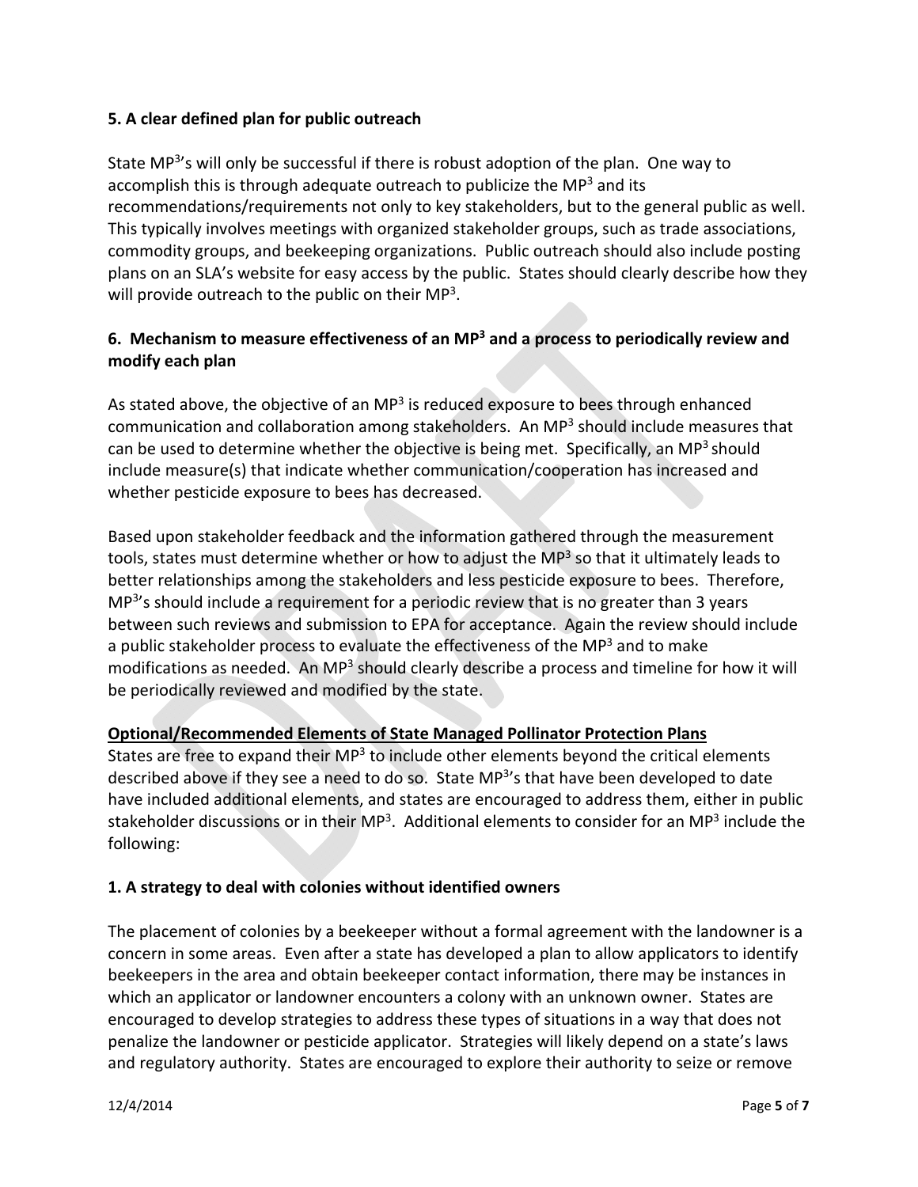### 5. A clear defined plan for public outreach

State MP$^3$'s will only be successful if there is robust adoption of the plan. One way to accomplish this is through adequate outreach to publicize the MP$^3$ and its recommendations/requirements not only to key stakeholders, but to the general public as well. This typically involves meetings with organized stakeholder groups, such as trade associations, commodity groups, and beekeeping organizations. Public outreach should also include posting plans on an SLA's website for easy access by the public. States should clearly describe how they will provide outreach to the public on their MP$^3$.

### 6. Mechanism to measure effectiveness of an MP$^3$ and a process to periodically review and modify each plan

As stated above, the objective of an MP$^3$ is reduced exposure to bees through enhanced communication and collaboration among stakeholders. An MP$^3$ should include measures that can be used to determine whether the objective is being met. Specifically, an MP$^3$ should include measure(s) that indicate whether communication/cooperation has increased and whether pesticide exposure to bees has decreased.

Based upon stakeholder feedback and the information gathered through the measurement tools, states must determine whether or how to adjust the MP$^3$ so that it ultimately leads to better relationships among the stakeholders and less pesticide exposure to bees. Therefore, MP$^3$'s should include a requirement for a periodic review that is no greater than 3 years between such reviews and submission to EPA for acceptance. Again the review should include a public stakeholder process to evaluate the effectiveness of the MP$^3$ and to make modifications as needed. An MP$^3$ should clearly describe a process and timeline for how it will be periodically reviewed and modified by the state.

## Optional/Recommended Elements of State Managed Pollinator Protection Plans

States are free to expand their MP$^3$ to include other elements beyond the critical elements described above if they see a need to do so. State MP$^3$'s that have been developed to date have included additional elements, and states are encouraged to address them, either in public stakeholder discussions or in their MP$^3$. Additional elements to consider for an MP$^3$ include the following:

### 1. A strategy to deal with colonies without identified owners

The placement of colonies by a beekeeper without a formal agreement with the landowner is a concern in some areas. Even after a state has developed a plan to allow applicators to identify beekeepers in the area and obtain beekeeper contact information, there may be instances in which an applicator or landowner encounters a colony with an unknown owner. States are encouraged to develop strategies to address these types of situations in a way that does not penalize the landowner or pesticide applicator. Strategies will likely depend on a state's laws and regulatory authority. States are encouraged to explore their authority to seize or remove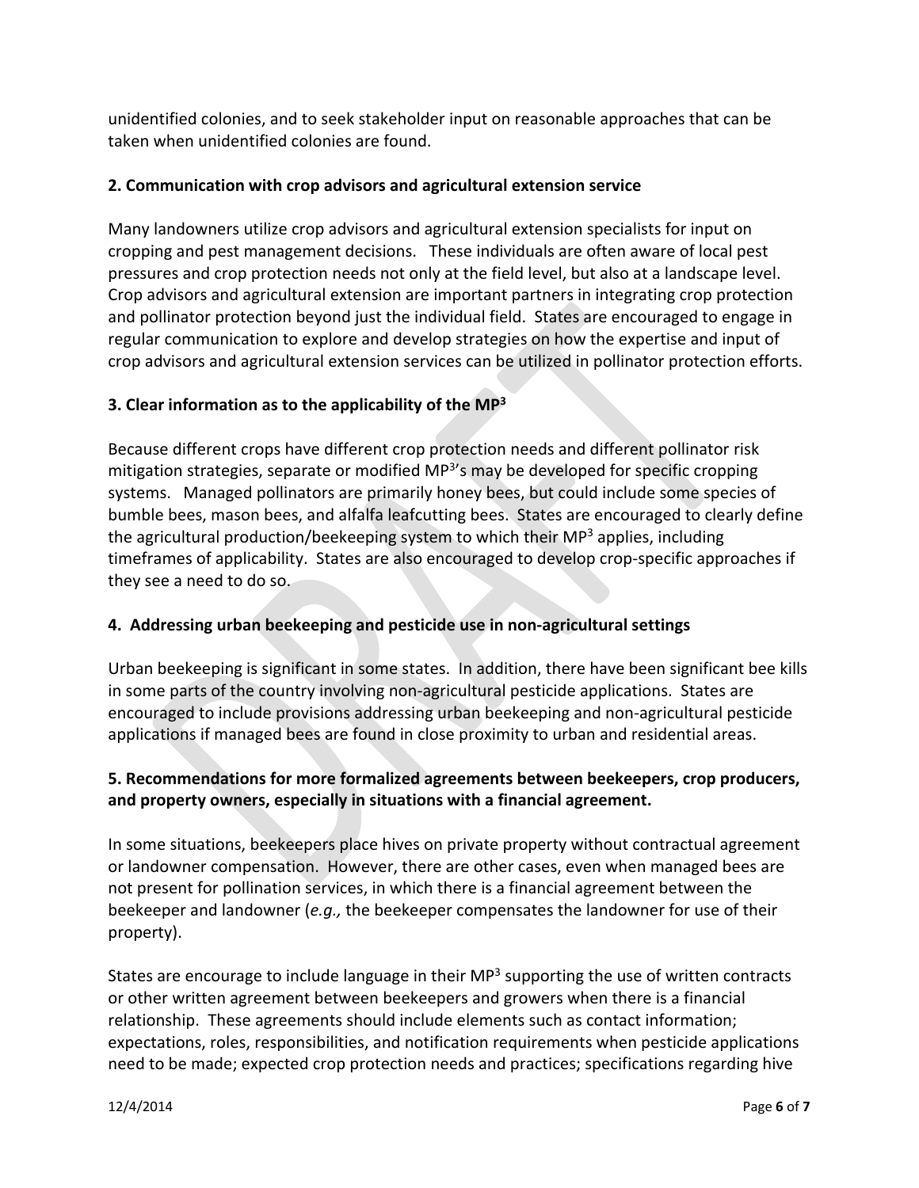unidentified colonies, and to seek stakeholder input on reasonable approaches that can be taken when unidentified colonies are found.

**2. Communication with crop advisors and agricultural extension service**

Many landowners utilize crop advisors and agricultural extension specialists for input on cropping and pest management decisions. These individuals are often aware of local pest pressures and crop protection needs not only at the field level, but also at a landscape level. Crop advisors and agricultural extension are important partners in integrating crop protection and pollinator protection beyond just the individual field. States are encouraged to engage in regular communication to explore and develop strategies on how the expertise and input of crop advisors and agricultural extension services can be utilized in pollinator protection efforts.

**3. Clear information as to the applicability of the MP³**

Because different crops have different crop protection needs and different pollinator risk mitigation strategies, separate or modified MP³'s may be developed for specific cropping systems. Managed pollinators are primarily honey bees, but could include some species of bumble bees, mason bees, and alfalfa leafcutting bees. States are encouraged to clearly define the agricultural production/beekeeping system to which their MP³ applies, including timeframes of applicability. States are also encouraged to develop crop-specific approaches if they see a need to do so.

**4. Addressing urban beekeeping and pesticide use in non-agricultural settings**

Urban beekeeping is significant in some states. In addition, there have been significant bee kills in some parts of the country involving non-agricultural pesticide applications. States are encouraged to include provisions addressing urban beekeeping and non-agricultural pesticide applications if managed bees are found in close proximity to urban and residential areas.

**5. Recommendations for more formalized agreements between beekeepers, crop producers, and property owners, especially in situations with a financial agreement.**

In some situations, beekeepers place hives on private property without contractual agreement or landowner compensation. However, there are other cases, even when managed bees are not present for pollination services, in which there is a financial agreement between the beekeeper and landowner (*e.g.,* the beekeeper compensates the landowner for use of their property).

States are encourage to include language in their MP³ supporting the use of written contracts or other written agreement between beekeepers and growers when there is a financial relationship. These agreements should include elements such as contact information; expectations, roles, responsibilities, and notification requirements when pesticide applications need to be made; expected crop protection needs and practices; specifications regarding hive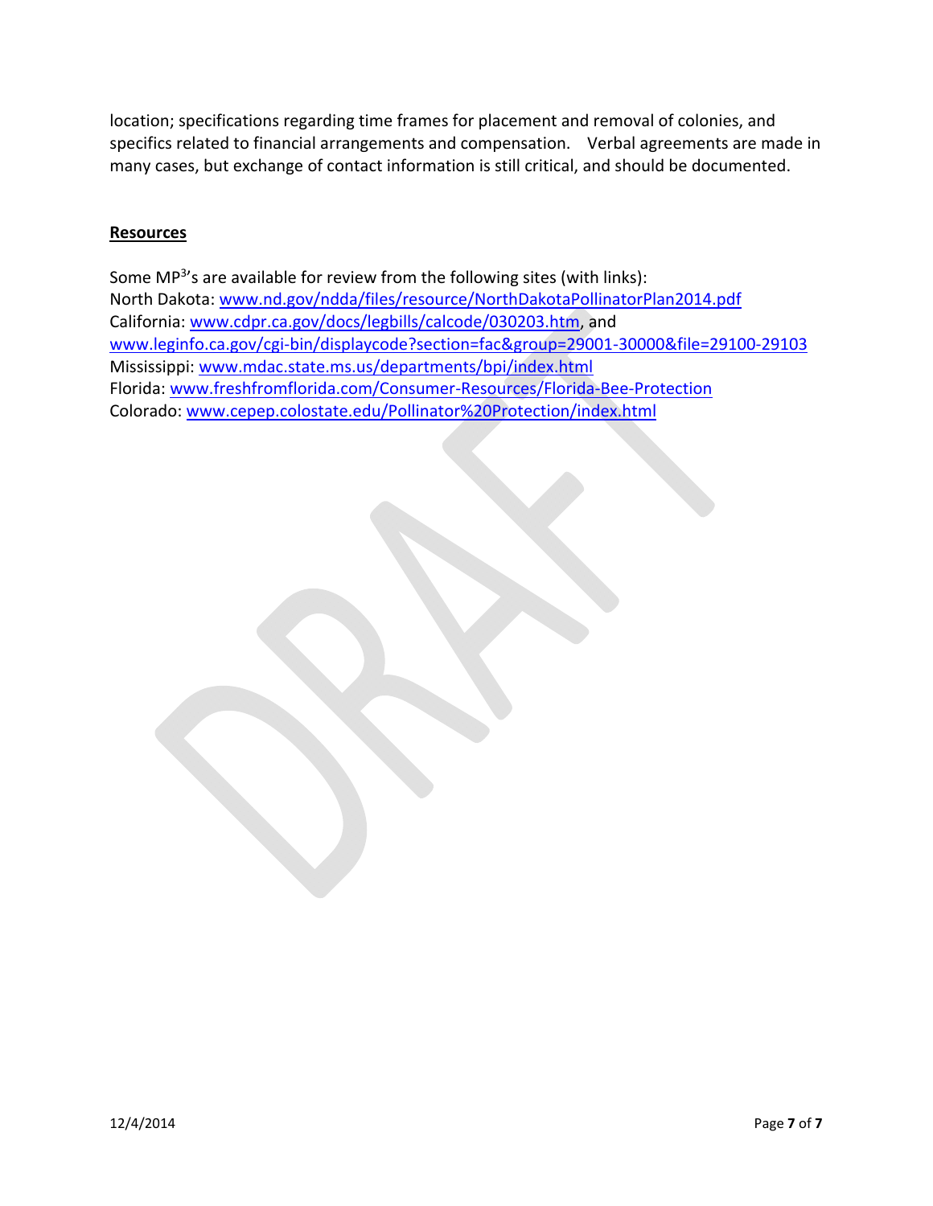location; specifications regarding time frames for placement and removal of colonies, and specifics related to financial arrangements and compensation. Verbal agreements are made in many cases, but exchange of contact information is still critical, and should be documented.

## Resources

Some MP[3]'s are available for review from the following sites (with links):
North Dakota: www.nd.gov/ndda/files/resource/NorthDakotaPollinatorPlan2014.pdf
California: www.cdpr.ca.gov/docs/legbills/calcode/030203.htm, and www.leginfo.ca.gov/cgi-bin/displaycode?section=fac&group=29001-30000&file=29100-29103
Mississippi: www.mdac.state.ms.us/departments/bpi/index.html
Florida: www.freshfromflorida.com/Consumer-Resources/Florida-Bee-Protection
Colorado: www.cepep.colostate.edu/Pollinator%20Protection/index.html